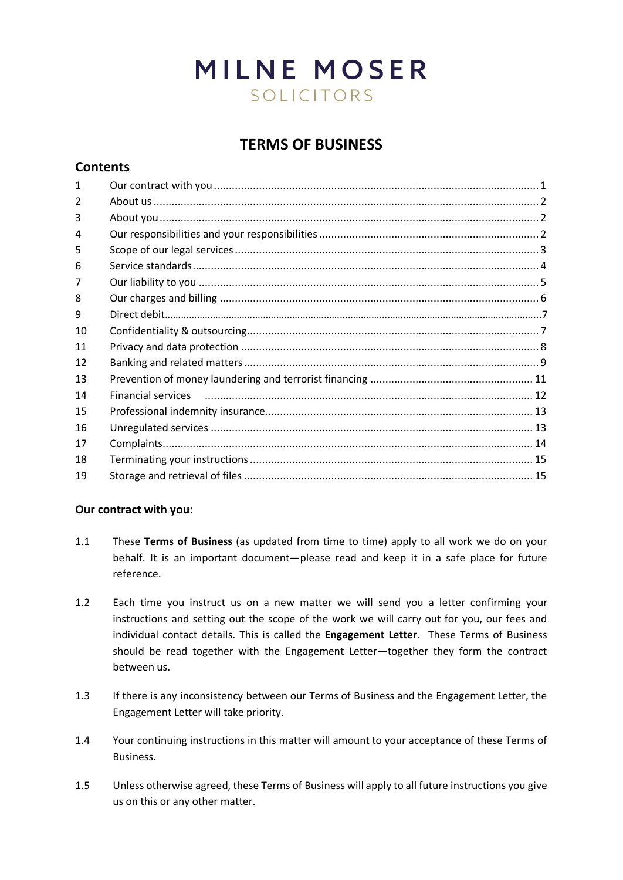# MILNE MOSER

SOLICITORS

## TERMS OF BUSINESS

### Contents

| | | |
|---|---|---|
| 1 | Our contract with you | 1 |
| 2 | About us | 2 |
| 3 | About you | 2 |
| 4 | Our responsibilities and your responsibilities | 2 |
| 5 | Scope of our legal services | 3 |
| 6 | Service standards | 4 |
| 7 | Our liability to you | 5 |
| 8 | Our charges and billing | 6 |
| 9 | Direct debit | 7 |
| 10 | Confidentiality & outsourcing | 7 |
| 11 | Privacy and data protection | 8 |
| 12 | Banking and related matters | 9 |
| 13 | Prevention of money laundering and terrorist financing | 11 |
| 14 | Financial services | 12 |
| 15 | Professional indemnity insurance | 13 |
| 16 | Unregulated services | 13 |
| 17 | Complaints | 14 |
| 18 | Terminating your instructions | 15 |
| 19 | Storage and retrieval of files | 15 |

**Our contract with you:**

1.1 These **Terms of Business** (as updated from time to time) apply to all work we do on your behalf. It is an important document—please read and keep it in a safe place for future reference.

1.2 Each time you instruct us on a new matter we will send you a letter confirming your instructions and setting out the scope of the work we will carry out for you, our fees and individual contact details. This is called the **Engagement Letter**. These Terms of Business should be read together with the Engagement Letter—together they form the contract between us.

1.3 If there is any inconsistency between our Terms of Business and the Engagement Letter, the Engagement Letter will take priority.

1.4 Your continuing instructions in this matter will amount to your acceptance of these Terms of Business.

1.5 Unless otherwise agreed, these Terms of Business will apply to all future instructions you give us on this or any other matter.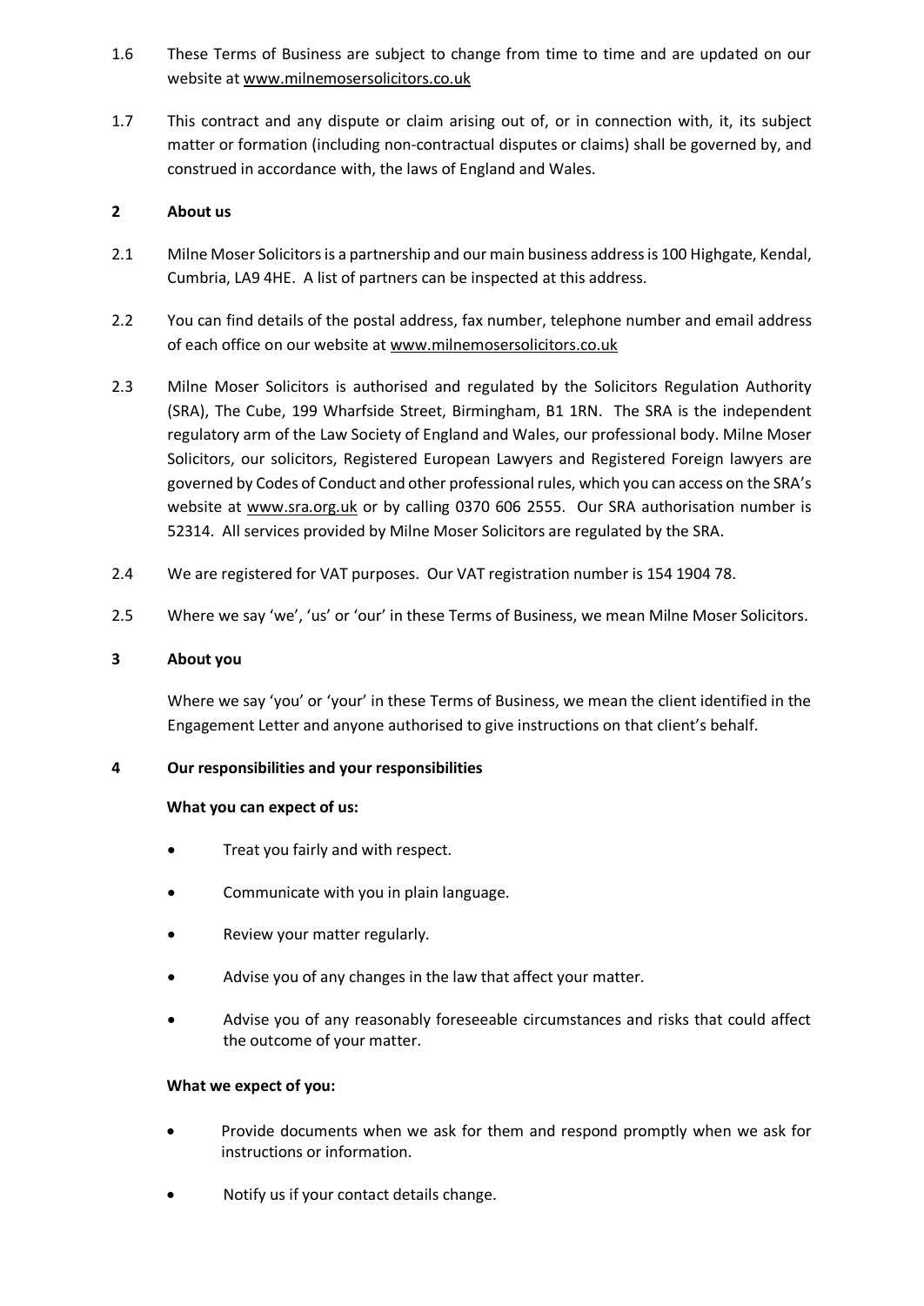1.6 These Terms of Business are subject to change from time to time and are updated on our website at www.milnemosersolicitors.co.uk

1.7 This contract and any dispute or claim arising out of, or in connection with, it, its subject matter or formation (including non-contractual disputes or claims) shall be governed by, and construed in accordance with, the laws of England and Wales.

## 2 About us

2.1 Milne Moser Solicitors is a partnership and our main business address is 100 Highgate, Kendal, Cumbria, LA9 4HE. A list of partners can be inspected at this address.

2.2 You can find details of the postal address, fax number, telephone number and email address of each office on our website at www.milnemosersolicitors.co.uk

2.3 Milne Moser Solicitors is authorised and regulated by the Solicitors Regulation Authority (SRA), The Cube, 199 Wharfside Street, Birmingham, B1 1RN. The SRA is the independent regulatory arm of the Law Society of England and Wales, our professional body. Milne Moser Solicitors, our solicitors, Registered European Lawyers and Registered Foreign lawyers are governed by Codes of Conduct and other professional rules, which you can access on the SRA's website at www.sra.org.uk or by calling 0370 606 2555. Our SRA authorisation number is 52314. All services provided by Milne Moser Solicitors are regulated by the SRA.

2.4 We are registered for VAT purposes. Our VAT registration number is 154 1904 78.

2.5 Where we say 'we', 'us' or 'our' in these Terms of Business, we mean Milne Moser Solicitors.

## 3 About you

Where we say 'you' or 'your' in these Terms of Business, we mean the client identified in the Engagement Letter and anyone authorised to give instructions on that client's behalf.

## 4 Our responsibilities and your responsibilities

**What you can expect of us:**

- Treat you fairly and with respect.
- Communicate with you in plain language.
- Review your matter regularly.
- Advise you of any changes in the law that affect your matter.
- Advise you of any reasonably foreseeable circumstances and risks that could affect the outcome of your matter.

**What we expect of you:**

- Provide documents when we ask for them and respond promptly when we ask for instructions or information.
- Notify us if your contact details change.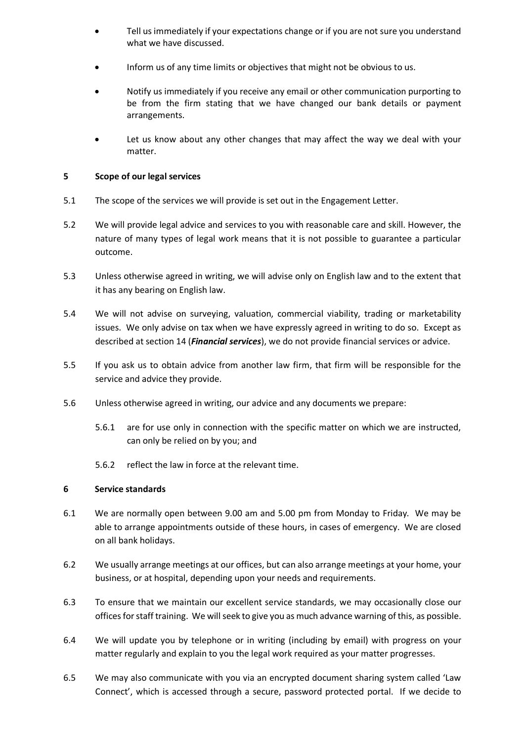- Tell us immediately if your expectations change or if you are not sure you understand what we have discussed.

- Inform us of any time limits or objectives that might not be obvious to us.

- Notify us immediately if you receive any email or other communication purporting to be from the firm stating that we have changed our bank details or payment arrangements.

- Let us know about any other changes that may affect the way we deal with your matter.

## 5 Scope of our legal services

5.1 The scope of the services we will provide is set out in the Engagement Letter.

5.2 We will provide legal advice and services to you with reasonable care and skill. However, the nature of many types of legal work means that it is not possible to guarantee a particular outcome.

5.3 Unless otherwise agreed in writing, we will advise only on English law and to the extent that it has any bearing on English law.

5.4 We will not advise on surveying, valuation, commercial viability, trading or marketability issues. We only advise on tax when we have expressly agreed in writing to do so. Except as described at section 14 (***Financial services***), we do not provide financial services or advice.

5.5 If you ask us to obtain advice from another law firm, that firm will be responsible for the service and advice they provide.

5.6 Unless otherwise agreed in writing, our advice and any documents we prepare:

5.6.1 are for use only in connection with the specific matter on which we are instructed, can only be relied on by you; and

5.6.2 reflect the law in force at the relevant time.

## 6 Service standards

6.1 We are normally open between 9.00 am and 5.00 pm from Monday to Friday. We may be able to arrange appointments outside of these hours, in cases of emergency. We are closed on all bank holidays.

6.2 We usually arrange meetings at our offices, but can also arrange meetings at your home, your business, or at hospital, depending upon your needs and requirements.

6.3 To ensure that we maintain our excellent service standards, we may occasionally close our offices for staff training. We will seek to give you as much advance warning of this, as possible.

6.4 We will update you by telephone or in writing (including by email) with progress on your matter regularly and explain to you the legal work required as your matter progresses.

6.5 We may also communicate with you via an encrypted document sharing system called 'Law Connect', which is accessed through a secure, password protected portal. If we decide to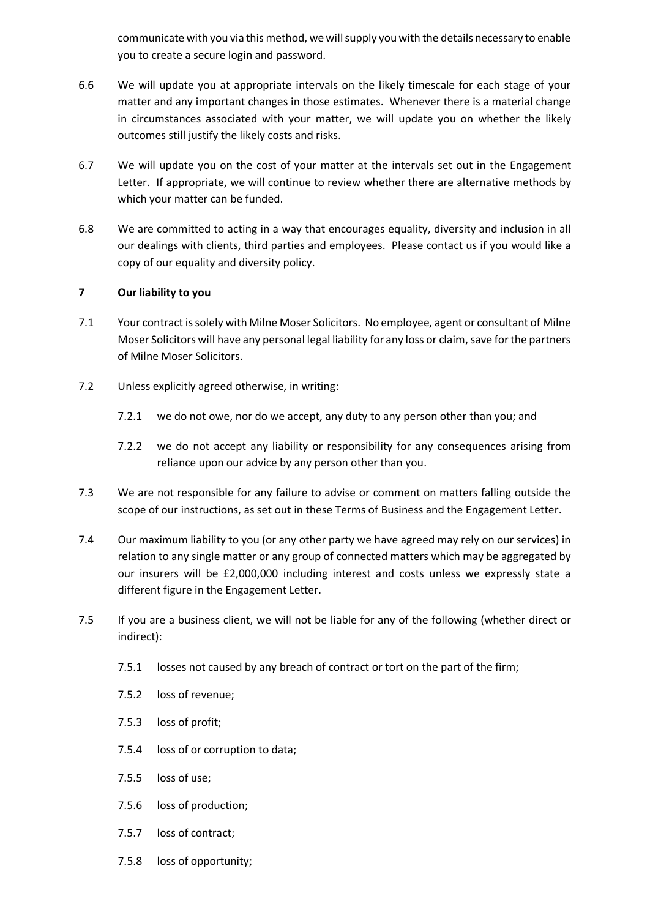communicate with you via this method, we will supply you with the details necessary to enable you to create a secure login and password.

6.6 We will update you at appropriate intervals on the likely timescale for each stage of your matter and any important changes in those estimates. Whenever there is a material change in circumstances associated with your matter, we will update you on whether the likely outcomes still justify the likely costs and risks.

6.7 We will update you on the cost of your matter at the intervals set out in the Engagement Letter. If appropriate, we will continue to review whether there are alternative methods by which your matter can be funded.

6.8 We are committed to acting in a way that encourages equality, diversity and inclusion in all our dealings with clients, third parties and employees. Please contact us if you would like a copy of our equality and diversity policy.

## 7 Our liability to you

7.1 Your contract is solely with Milne Moser Solicitors. No employee, agent or consultant of Milne Moser Solicitors will have any personal legal liability for any loss or claim, save for the partners of Milne Moser Solicitors.

7.2 Unless explicitly agreed otherwise, in writing:

- 7.2.1 we do not owe, nor do we accept, any duty to any person other than you; and
- 7.2.2 we do not accept any liability or responsibility for any consequences arising from reliance upon our advice by any person other than you.

7.3 We are not responsible for any failure to advise or comment on matters falling outside the scope of our instructions, as set out in these Terms of Business and the Engagement Letter.

7.4 Our maximum liability to you (or any other party we have agreed may rely on our services) in relation to any single matter or any group of connected matters which may be aggregated by our insurers will be £2,000,000 including interest and costs unless we expressly state a different figure in the Engagement Letter.

7.5 If you are a business client, we will not be liable for any of the following (whether direct or indirect):

- 7.5.1 losses not caused by any breach of contract or tort on the part of the firm;
- 7.5.2 loss of revenue;
- 7.5.3 loss of profit;
- 7.5.4 loss of or corruption to data;
- 7.5.5 loss of use;
- 7.5.6 loss of production;
- 7.5.7 loss of contract;
- 7.5.8 loss of opportunity;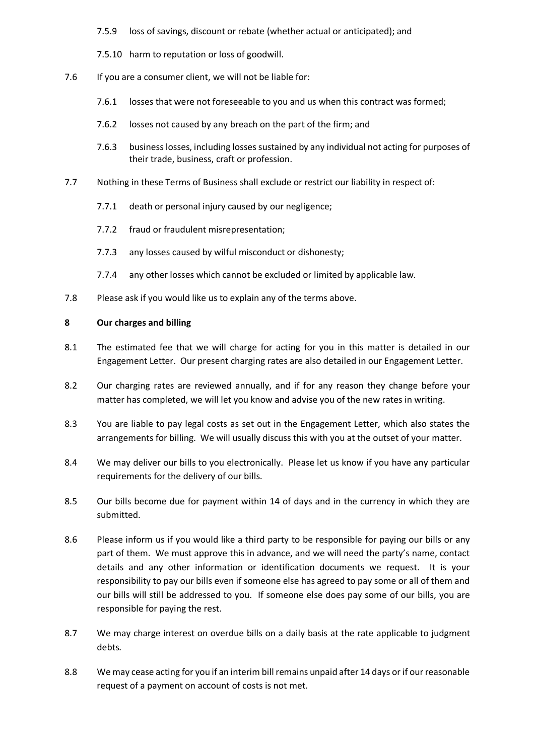7.5.9 loss of savings, discount or rebate (whether actual or anticipated); and

7.5.10 harm to reputation or loss of goodwill.

7.6 If you are a consumer client, we will not be liable for:

7.6.1 losses that were not foreseeable to you and us when this contract was formed;

7.6.2 losses not caused by any breach on the part of the firm; and

7.6.3 business losses, including losses sustained by any individual not acting for purposes of their trade, business, craft or profession.

7.7 Nothing in these Terms of Business shall exclude or restrict our liability in respect of:

7.7.1 death or personal injury caused by our negligence;

7.7.2 fraud or fraudulent misrepresentation;

7.7.3 any losses caused by wilful misconduct or dishonesty;

7.7.4 any other losses which cannot be excluded or limited by applicable law.

7.8 Please ask if you would like us to explain any of the terms above.

## 8 Our charges and billing

8.1 The estimated fee that we will charge for acting for you in this matter is detailed in our Engagement Letter. Our present charging rates are also detailed in our Engagement Letter.

8.2 Our charging rates are reviewed annually, and if for any reason they change before your matter has completed, we will let you know and advise you of the new rates in writing.

8.3 You are liable to pay legal costs as set out in the Engagement Letter, which also states the arrangements for billing. We will usually discuss this with you at the outset of your matter.

8.4 We may deliver our bills to you electronically. Please let us know if you have any particular requirements for the delivery of our bills.

8.5 Our bills become due for payment within 14 of days and in the currency in which they are submitted.

8.6 Please inform us if you would like a third party to be responsible for paying our bills or any part of them. We must approve this in advance, and we will need the party's name, contact details and any other information or identification documents we request. It is your responsibility to pay our bills even if someone else has agreed to pay some or all of them and our bills will still be addressed to you. If someone else does pay some of our bills, you are responsible for paying the rest.

8.7 We may charge interest on overdue bills on a daily basis at the rate applicable to judgment debts.

8.8 We may cease acting for you if an interim bill remains unpaid after 14 days or if our reasonable request of a payment on account of costs is not met.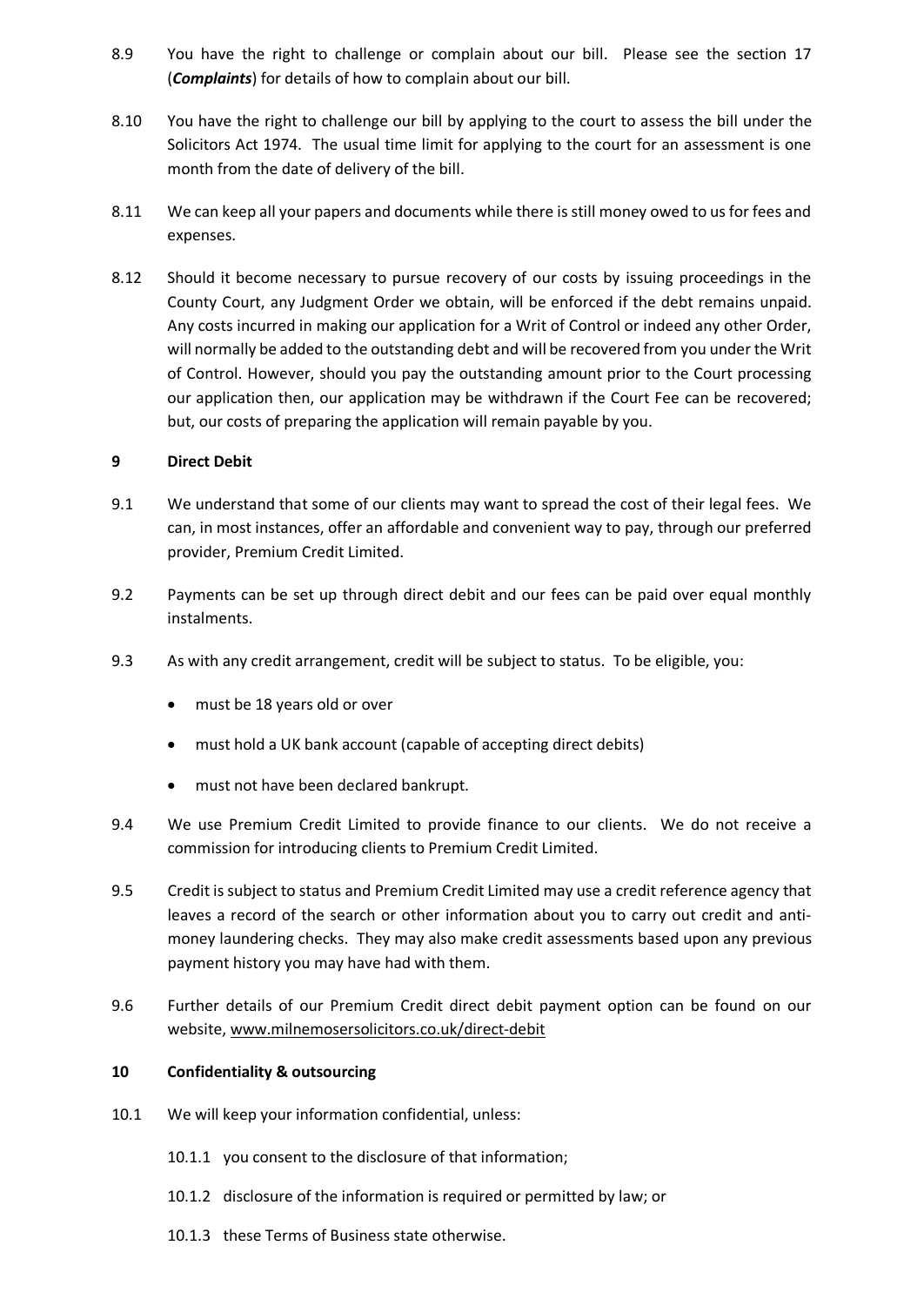8.9 You have the right to challenge or complain about our bill. Please see the section 17 (***Complaints***) for details of how to complain about our bill.

8.10 You have the right to challenge our bill by applying to the court to assess the bill under the Solicitors Act 1974. The usual time limit for applying to the court for an assessment is one month from the date of delivery of the bill.

8.11 We can keep all your papers and documents while there is still money owed to us for fees and expenses.

8.12 Should it become necessary to pursue recovery of our costs by issuing proceedings in the County Court, any Judgment Order we obtain, will be enforced if the debt remains unpaid. Any costs incurred in making our application for a Writ of Control or indeed any other Order, will normally be added to the outstanding debt and will be recovered from you under the Writ of Control. However, should you pay the outstanding amount prior to the Court processing our application then, our application may be withdrawn if the Court Fee can be recovered; but, our costs of preparing the application will remain payable by you.

## 9 Direct Debit

9.1 We understand that some of our clients may want to spread the cost of their legal fees. We can, in most instances, offer an affordable and convenient way to pay, through our preferred provider, Premium Credit Limited.

9.2 Payments can be set up through direct debit and our fees can be paid over equal monthly instalments.

9.3 As with any credit arrangement, credit will be subject to status. To be eligible, you:

- must be 18 years old or over
- must hold a UK bank account (capable of accepting direct debits)
- must not have been declared bankrupt.

9.4 We use Premium Credit Limited to provide finance to our clients. We do not receive a commission for introducing clients to Premium Credit Limited.

9.5 Credit is subject to status and Premium Credit Limited may use a credit reference agency that leaves a record of the search or other information about you to carry out credit and anti-money laundering checks. They may also make credit assessments based upon any previous payment history you may have had with them.

9.6 Further details of our Premium Credit direct debit payment option can be found on our website, www.milnemosersolicitors.co.uk/direct-debit

## 10 Confidentiality & outsourcing

10.1 We will keep your information confidential, unless:

10.1.1 you consent to the disclosure of that information;

10.1.2 disclosure of the information is required or permitted by law; or

10.1.3 these Terms of Business state otherwise.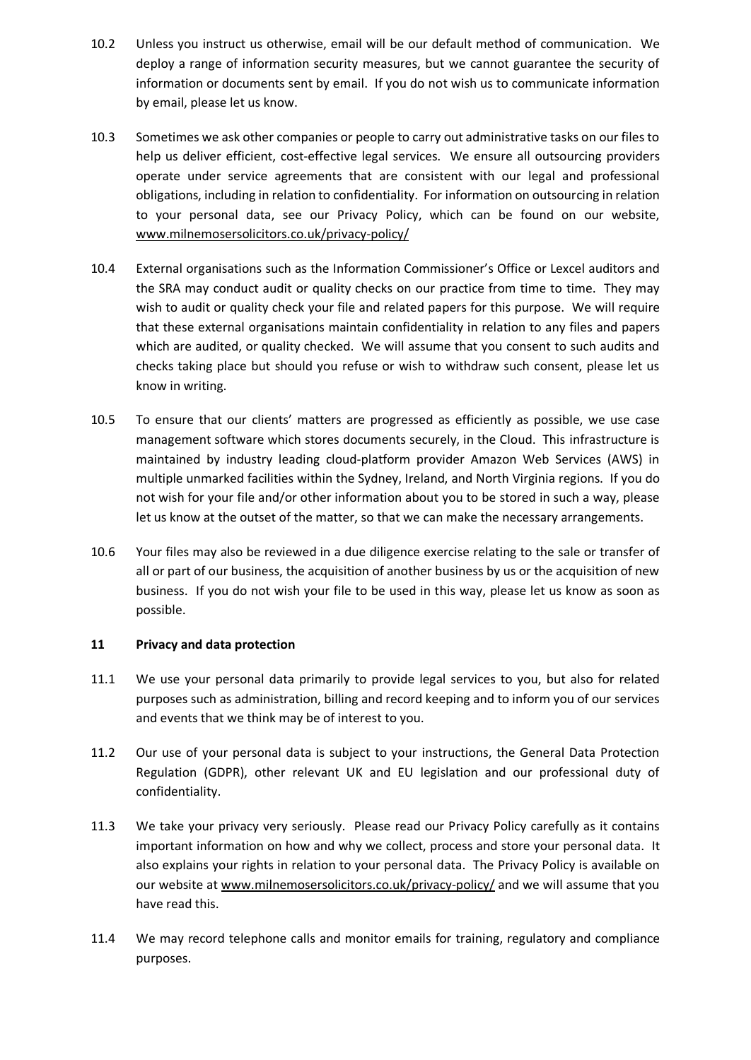10.2 Unless you instruct us otherwise, email will be our default method of communication. We deploy a range of information security measures, but we cannot guarantee the security of information or documents sent by email. If you do not wish us to communicate information by email, please let us know.

10.3 Sometimes we ask other companies or people to carry out administrative tasks on our files to help us deliver efficient, cost-effective legal services. We ensure all outsourcing providers operate under service agreements that are consistent with our legal and professional obligations, including in relation to confidentiality. For information on outsourcing in relation to your personal data, see our Privacy Policy, which can be found on our website, www.milnemosersolicitors.co.uk/privacy-policy/

10.4 External organisations such as the Information Commissioner's Office or Lexcel auditors and the SRA may conduct audit or quality checks on our practice from time to time. They may wish to audit or quality check your file and related papers for this purpose. We will require that these external organisations maintain confidentiality in relation to any files and papers which are audited, or quality checked. We will assume that you consent to such audits and checks taking place but should you refuse or wish to withdraw such consent, please let us know in writing.

10.5 To ensure that our clients' matters are progressed as efficiently as possible, we use case management software which stores documents securely, in the Cloud. This infrastructure is maintained by industry leading cloud-platform provider Amazon Web Services (AWS) in multiple unmarked facilities within the Sydney, Ireland, and North Virginia regions. If you do not wish for your file and/or other information about you to be stored in such a way, please let us know at the outset of the matter, so that we can make the necessary arrangements.

10.6 Your files may also be reviewed in a due diligence exercise relating to the sale or transfer of all or part of our business, the acquisition of another business by us or the acquisition of new business. If you do not wish your file to be used in this way, please let us know as soon as possible.

## 11 Privacy and data protection

11.1 We use your personal data primarily to provide legal services to you, but also for related purposes such as administration, billing and record keeping and to inform you of our services and events that we think may be of interest to you.

11.2 Our use of your personal data is subject to your instructions, the General Data Protection Regulation (GDPR), other relevant UK and EU legislation and our professional duty of confidentiality.

11.3 We take your privacy very seriously. Please read our Privacy Policy carefully as it contains important information on how and why we collect, process and store your personal data. It also explains your rights in relation to your personal data. The Privacy Policy is available on our website at www.milnemosersolicitors.co.uk/privacy-policy/ and we will assume that you have read this.

11.4 We may record telephone calls and monitor emails for training, regulatory and compliance purposes.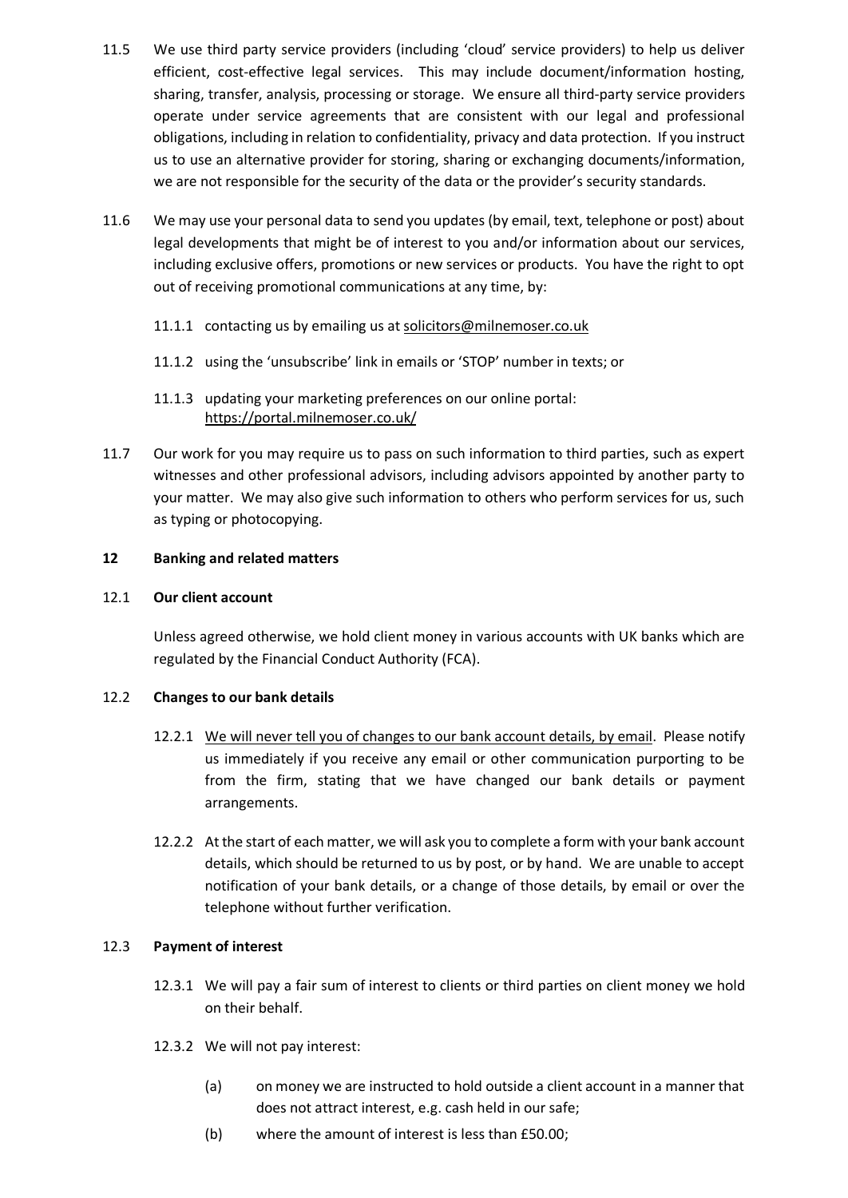11.5 We use third party service providers (including 'cloud' service providers) to help us deliver efficient, cost-effective legal services. This may include document/information hosting, sharing, transfer, analysis, processing or storage. We ensure all third-party service providers operate under service agreements that are consistent with our legal and professional obligations, including in relation to confidentiality, privacy and data protection. If you instruct us to use an alternative provider for storing, sharing or exchanging documents/information, we are not responsible for the security of the data or the provider's security standards.

11.6 We may use your personal data to send you updates (by email, text, telephone or post) about legal developments that might be of interest to you and/or information about our services, including exclusive offers, promotions or new services or products. You have the right to opt out of receiving promotional communications at any time, by:

- 11.1.1 contacting us by emailing us at solicitors@milnemoser.co.uk
- 11.1.2 using the 'unsubscribe' link in emails or 'STOP' number in texts; or
- 11.1.3 updating your marketing preferences on our online portal: https://portal.milnemoser.co.uk/

11.7 Our work for you may require us to pass on such information to third parties, such as expert witnesses and other professional advisors, including advisors appointed by another party to your matter. We may also give such information to others who perform services for us, such as typing or photocopying.

## 12 Banking and related matters

### 12.1 Our client account

Unless agreed otherwise, we hold client money in various accounts with UK banks which are regulated by the Financial Conduct Authority (FCA).

### 12.2 Changes to our bank details

12.2.1 We will never tell you of changes to our bank account details, by email. Please notify us immediately if you receive any email or other communication purporting to be from the firm, stating that we have changed our bank details or payment arrangements.

12.2.2 At the start of each matter, we will ask you to complete a form with your bank account details, which should be returned to us by post, or by hand. We are unable to accept notification of your bank details, or a change of those details, by email or over the telephone without further verification.

### 12.3 Payment of interest

12.3.1 We will pay a fair sum of interest to clients or third parties on client money we hold on their behalf.

12.3.2 We will not pay interest:

(a) on money we are instructed to hold outside a client account in a manner that does not attract interest, e.g. cash held in our safe;

(b) where the amount of interest is less than £50.00;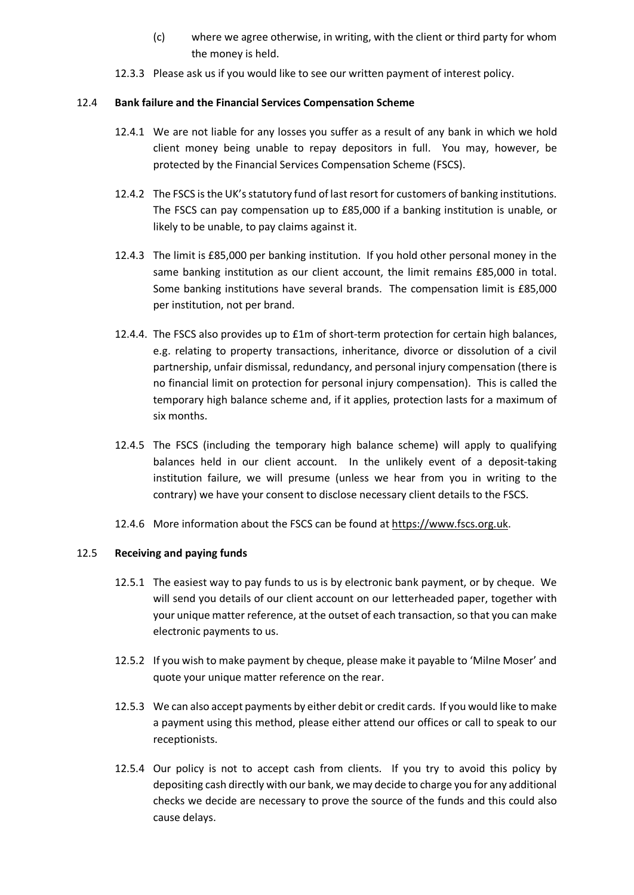(c) where we agree otherwise, in writing, with the client or third party for whom the money is held.

12.3.3 Please ask us if you would like to see our written payment of interest policy.

### 12.4 Bank failure and the Financial Services Compensation Scheme

12.4.1 We are not liable for any losses you suffer as a result of any bank in which we hold client money being unable to repay depositors in full. You may, however, be protected by the Financial Services Compensation Scheme (FSCS).

12.4.2 The FSCS is the UK's statutory fund of last resort for customers of banking institutions. The FSCS can pay compensation up to £85,000 if a banking institution is unable, or likely to be unable, to pay claims against it.

12.4.3 The limit is £85,000 per banking institution. If you hold other personal money in the same banking institution as our client account, the limit remains £85,000 in total. Some banking institutions have several brands. The compensation limit is £85,000 per institution, not per brand.

12.4.4. The FSCS also provides up to £1m of short-term protection for certain high balances, e.g. relating to property transactions, inheritance, divorce or dissolution of a civil partnership, unfair dismissal, redundancy, and personal injury compensation (there is no financial limit on protection for personal injury compensation). This is called the temporary high balance scheme and, if it applies, protection lasts for a maximum of six months.

12.4.5 The FSCS (including the temporary high balance scheme) will apply to qualifying balances held in our client account. In the unlikely event of a deposit-taking institution failure, we will presume (unless we hear from you in writing to the contrary) we have your consent to disclose necessary client details to the FSCS.

12.4.6 More information about the FSCS can be found at https://www.fscs.org.uk.

### 12.5 Receiving and paying funds

12.5.1 The easiest way to pay funds to us is by electronic bank payment, or by cheque. We will send you details of our client account on our letterheaded paper, together with your unique matter reference, at the outset of each transaction, so that you can make electronic payments to us.

12.5.2 If you wish to make payment by cheque, please make it payable to 'Milne Moser' and quote your unique matter reference on the rear.

12.5.3 We can also accept payments by either debit or credit cards. If you would like to make a payment using this method, please either attend our offices or call to speak to our receptionists.

12.5.4 Our policy is not to accept cash from clients. If you try to avoid this policy by depositing cash directly with our bank, we may decide to charge you for any additional checks we decide are necessary to prove the source of the funds and this could also cause delays.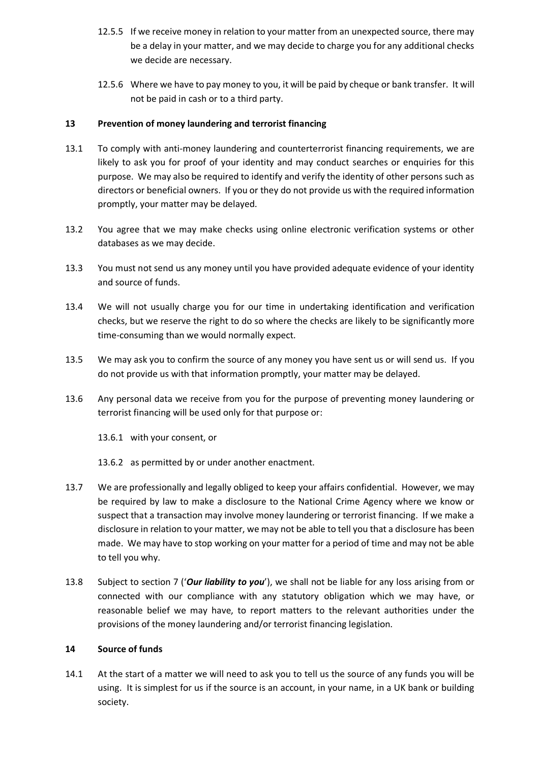12.5.5 If we receive money in relation to your matter from an unexpected source, there may be a delay in your matter, and we may decide to charge you for any additional checks we decide are necessary.

12.5.6 Where we have to pay money to you, it will be paid by cheque or bank transfer. It will not be paid in cash or to a third party.

## 13 Prevention of money laundering and terrorist financing

13.1 To comply with anti-money laundering and counterterrorist financing requirements, we are likely to ask you for proof of your identity and may conduct searches or enquiries for this purpose. We may also be required to identify and verify the identity of other persons such as directors or beneficial owners. If you or they do not provide us with the required information promptly, your matter may be delayed.

13.2 You agree that we may make checks using online electronic verification systems or other databases as we may decide.

13.3 You must not send us any money until you have provided adequate evidence of your identity and source of funds.

13.4 We will not usually charge you for our time in undertaking identification and verification checks, but we reserve the right to do so where the checks are likely to be significantly more time-consuming than we would normally expect.

13.5 We may ask you to confirm the source of any money you have sent us or will send us. If you do not provide us with that information promptly, your matter may be delayed.

13.6 Any personal data we receive from you for the purpose of preventing money laundering or terrorist financing will be used only for that purpose or:

13.6.1 with your consent, or

13.6.2 as permitted by or under another enactment.

13.7 We are professionally and legally obliged to keep your affairs confidential. However, we may be required by law to make a disclosure to the National Crime Agency where we know or suspect that a transaction may involve money laundering or terrorist financing. If we make a disclosure in relation to your matter, we may not be able to tell you that a disclosure has been made. We may have to stop working on your matter for a period of time and may not be able to tell you why.

13.8 Subject to section 7 ('***Our liability to you***'), we shall not be liable for any loss arising from or connected with our compliance with any statutory obligation which we may have, or reasonable belief we may have, to report matters to the relevant authorities under the provisions of the money laundering and/or terrorist financing legislation.

## 14 Source of funds

14.1 At the start of a matter we will need to ask you to tell us the source of any funds you will be using. It is simplest for us if the source is an account, in your name, in a UK bank or building society.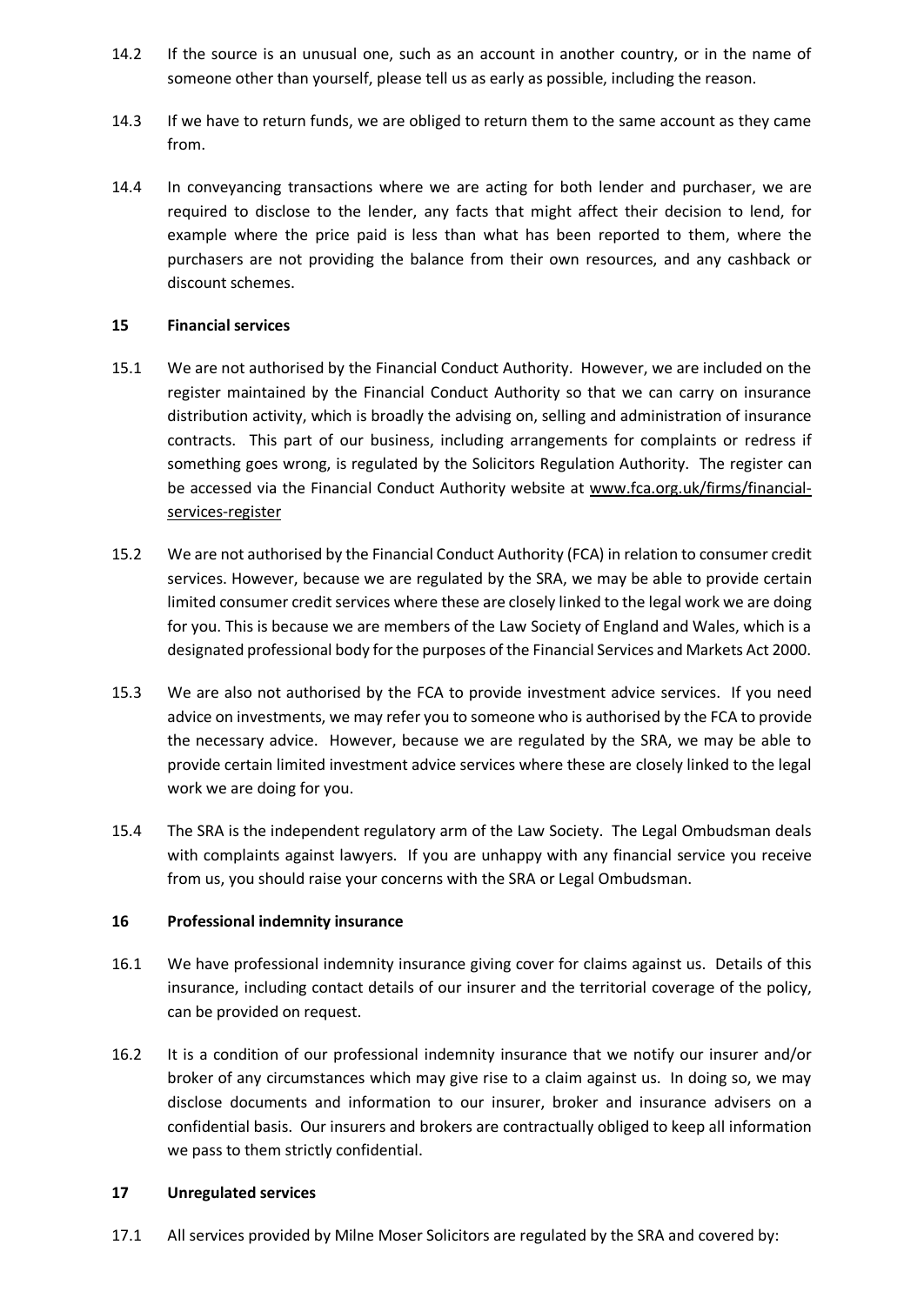14.2 If the source is an unusual one, such as an account in another country, or in the name of someone other than yourself, please tell us as early as possible, including the reason.

14.3 If we have to return funds, we are obliged to return them to the same account as they came from.

14.4 In conveyancing transactions where we are acting for both lender and purchaser, we are required to disclose to the lender, any facts that might affect their decision to lend, for example where the price paid is less than what has been reported to them, where the purchasers are not providing the balance from their own resources, and any cashback or discount schemes.

## 15 Financial services

15.1 We are not authorised by the Financial Conduct Authority. However, we are included on the register maintained by the Financial Conduct Authority so that we can carry on insurance distribution activity, which is broadly the advising on, selling and administration of insurance contracts. This part of our business, including arrangements for complaints or redress if something goes wrong, is regulated by the Solicitors Regulation Authority. The register can be accessed via the Financial Conduct Authority website at www.fca.org.uk/firms/financial-services-register

15.2 We are not authorised by the Financial Conduct Authority (FCA) in relation to consumer credit services. However, because we are regulated by the SRA, we may be able to provide certain limited consumer credit services where these are closely linked to the legal work we are doing for you. This is because we are members of the Law Society of England and Wales, which is a designated professional body for the purposes of the Financial Services and Markets Act 2000.

15.3 We are also not authorised by the FCA to provide investment advice services. If you need advice on investments, we may refer you to someone who is authorised by the FCA to provide the necessary advice. However, because we are regulated by the SRA, we may be able to provide certain limited investment advice services where these are closely linked to the legal work we are doing for you.

15.4 The SRA is the independent regulatory arm of the Law Society. The Legal Ombudsman deals with complaints against lawyers. If you are unhappy with any financial service you receive from us, you should raise your concerns with the SRA or Legal Ombudsman.

## 16 Professional indemnity insurance

16.1 We have professional indemnity insurance giving cover for claims against us. Details of this insurance, including contact details of our insurer and the territorial coverage of the policy, can be provided on request.

16.2 It is a condition of our professional indemnity insurance that we notify our insurer and/or broker of any circumstances which may give rise to a claim against us. In doing so, we may disclose documents and information to our insurer, broker and insurance advisers on a confidential basis. Our insurers and brokers are contractually obliged to keep all information we pass to them strictly confidential.

## 17 Unregulated services

17.1 All services provided by Milne Moser Solicitors are regulated by the SRA and covered by: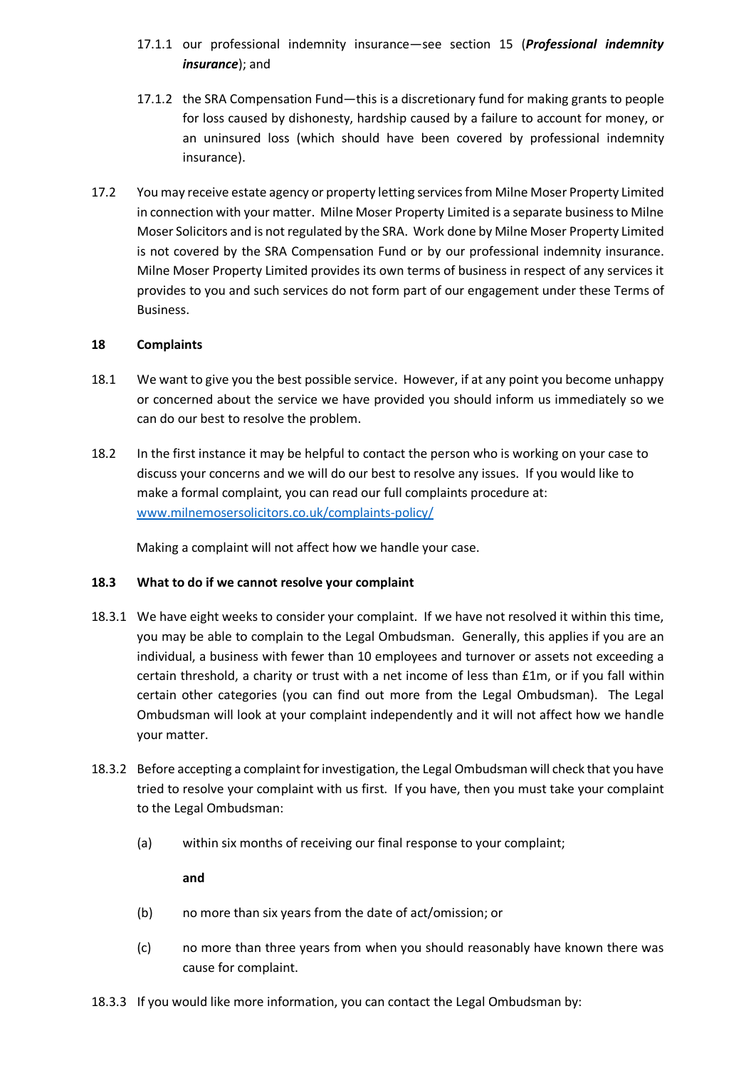17.1.1 our professional indemnity insurance—see section 15 (***Professional indemnity insurance***); and

17.1.2 the SRA Compensation Fund—this is a discretionary fund for making grants to people for loss caused by dishonesty, hardship caused by a failure to account for money, or an uninsured loss (which should have been covered by professional indemnity insurance).

17.2 You may receive estate agency or property letting services from Milne Moser Property Limited in connection with your matter. Milne Moser Property Limited is a separate business to Milne Moser Solicitors and is not regulated by the SRA. Work done by Milne Moser Property Limited is not covered by the SRA Compensation Fund or by our professional indemnity insurance. Milne Moser Property Limited provides its own terms of business in respect of any services it provides to you and such services do not form part of our engagement under these Terms of Business.

**18 Complaints**

18.1 We want to give you the best possible service. However, if at any point you become unhappy or concerned about the service we have provided you should inform us immediately so we can do our best to resolve the problem.

18.2 In the first instance it may be helpful to contact the person who is working on your case to discuss your concerns and we will do our best to resolve any issues. If you would like to make a formal complaint, you can read our full complaints procedure at: [www.milnemosersolicitors.co.uk/complaints-policy/](www.milnemosersolicitors.co.uk/complaints-policy/)

Making a complaint will not affect how we handle your case.

**18.3 What to do if we cannot resolve your complaint**

18.3.1 We have eight weeks to consider your complaint. If we have not resolved it within this time, you may be able to complain to the Legal Ombudsman. Generally, this applies if you are an individual, a business with fewer than 10 employees and turnover or assets not exceeding a certain threshold, a charity or trust with a net income of less than £1m, or if you fall within certain other categories (you can find out more from the Legal Ombudsman). The Legal Ombudsman will look at your complaint independently and it will not affect how we handle your matter.

18.3.2 Before accepting a complaint for investigation, the Legal Ombudsman will check that you have tried to resolve your complaint with us first. If you have, then you must take your complaint to the Legal Ombudsman:

(a) within six months of receiving our final response to your complaint;

**and**

(b) no more than six years from the date of act/omission; or

(c) no more than three years from when you should reasonably have known there was cause for complaint.

18.3.3 If you would like more information, you can contact the Legal Ombudsman by: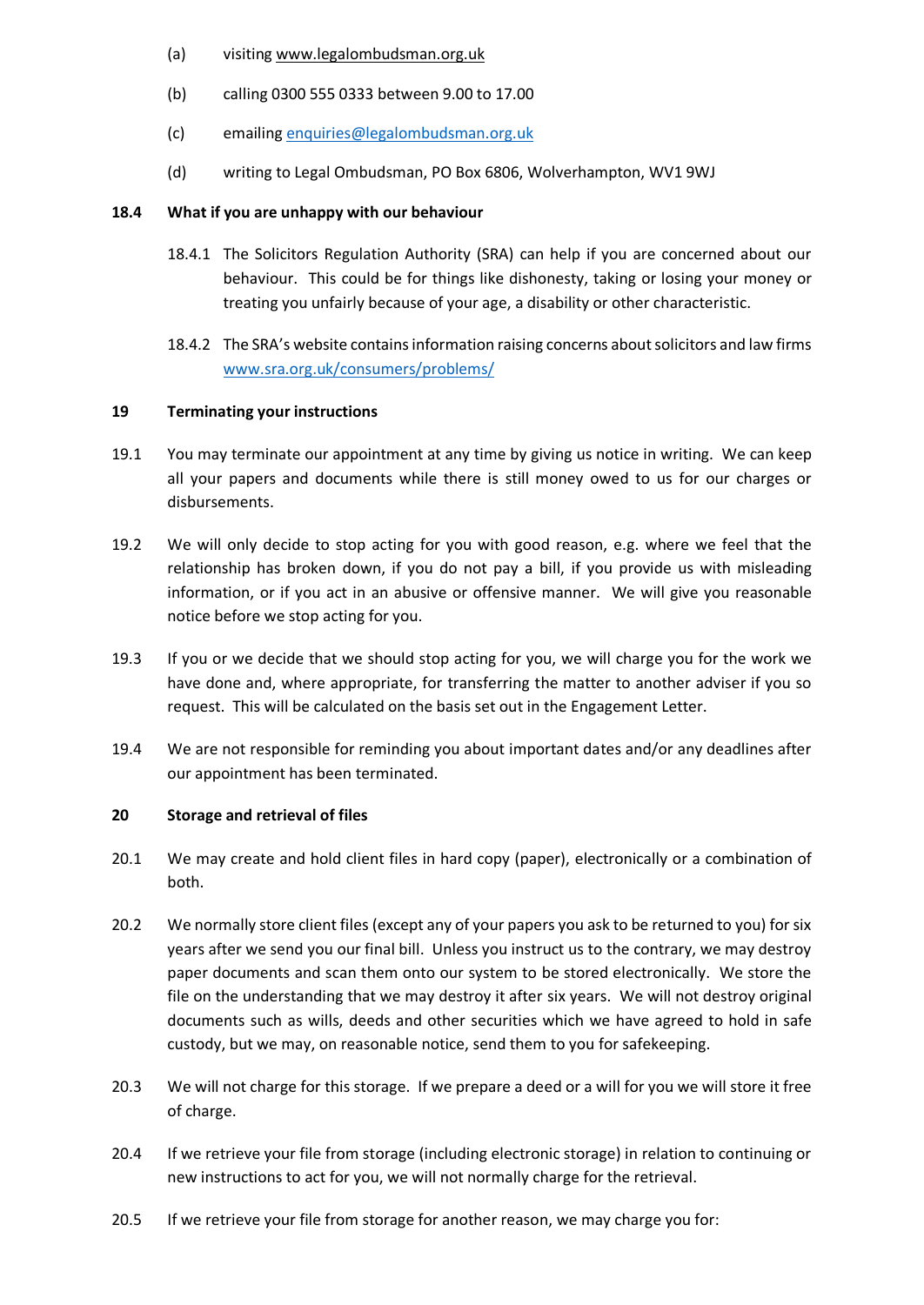(a) visiting www.legalombudsman.org.uk

(b) calling 0300 555 0333 between 9.00 to 17.00

(c) emailing enquiries@legalombudsman.org.uk

(d) writing to Legal Ombudsman, PO Box 6806, Wolverhampton, WV1 9WJ

**18.4 What if you are unhappy with our behaviour**

18.4.1 The Solicitors Regulation Authority (SRA) can help if you are concerned about our behaviour. This could be for things like dishonesty, taking or losing your money or treating you unfairly because of your age, a disability or other characteristic.

18.4.2 The SRA's website contains information raising concerns about solicitors and law firms www.sra.org.uk/consumers/problems/

## 19 Terminating your instructions

19.1 You may terminate our appointment at any time by giving us notice in writing. We can keep all your papers and documents while there is still money owed to us for our charges or disbursements.

19.2 We will only decide to stop acting for you with good reason, e.g. where we feel that the relationship has broken down, if you do not pay a bill, if you provide us with misleading information, or if you act in an abusive or offensive manner. We will give you reasonable notice before we stop acting for you.

19.3 If you or we decide that we should stop acting for you, we will charge you for the work we have done and, where appropriate, for transferring the matter to another adviser if you so request. This will be calculated on the basis set out in the Engagement Letter.

19.4 We are not responsible for reminding you about important dates and/or any deadlines after our appointment has been terminated.

## 20 Storage and retrieval of files

20.1 We may create and hold client files in hard copy (paper), electronically or a combination of both.

20.2 We normally store client files (except any of your papers you ask to be returned to you) for six years after we send you our final bill. Unless you instruct us to the contrary, we may destroy paper documents and scan them onto our system to be stored electronically. We store the file on the understanding that we may destroy it after six years. We will not destroy original documents such as wills, deeds and other securities which we have agreed to hold in safe custody, but we may, on reasonable notice, send them to you for safekeeping.

20.3 We will not charge for this storage. If we prepare a deed or a will for you we will store it free of charge.

20.4 If we retrieve your file from storage (including electronic storage) in relation to continuing or new instructions to act for you, we will not normally charge for the retrieval.

20.5 If we retrieve your file from storage for another reason, we may charge you for: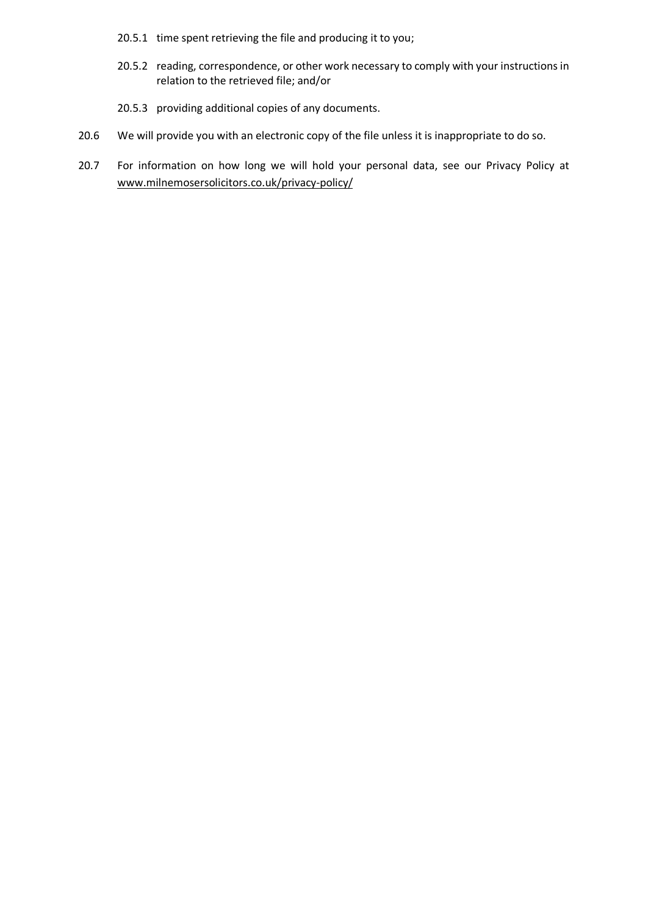20.5.1 time spent retrieving the file and producing it to you;

20.5.2 reading, correspondence, or other work necessary to comply with your instructions in relation to the retrieved file; and/or

20.5.3 providing additional copies of any documents.

20.6 We will provide you with an electronic copy of the file unless it is inappropriate to do so.

20.7 For information on how long we will hold your personal data, see our Privacy Policy at www.milnemosersolicitors.co.uk/privacy-policy/